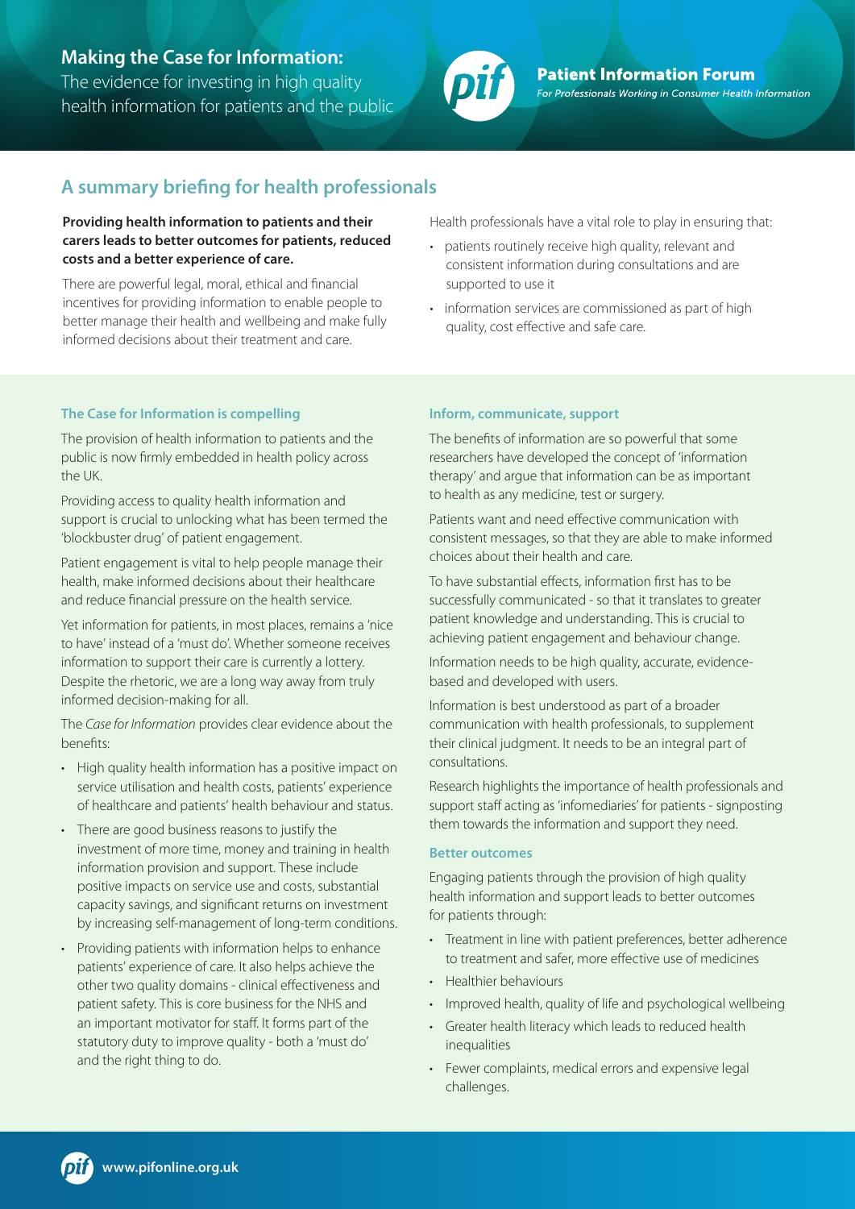# Making the Case for Information:

The evidence for investing in high quality health information for patients and the public

**Patient Information Forum**

*For Professionals Working in Consumer Health Information*

## A summary briefing for health professionals

**Providing health information to patients and their carers leads to better outcomes for patients, reduced costs and a better experience of care.**

There are powerful legal, moral, ethical and financial incentives for providing information to enable people to better manage their health and wellbeing and make fully informed decisions about their treatment and care.

Health professionals have a vital role to play in ensuring that:

- patients routinely receive high quality, relevant and consistent information during consultations and are supported to use it
- information services are commissioned as part of high quality, cost effective and safe care.

### The Case for Information is compelling

The provision of health information to patients and the public is now firmly embedded in health policy across the UK.

Providing access to quality health information and support is crucial to unlocking what has been termed the 'blockbuster drug' of patient engagement.

Patient engagement is vital to help people manage their health, make informed decisions about their healthcare and reduce financial pressure on the health service.

Yet information for patients, in most places, remains a 'nice to have' instead of a 'must do'. Whether someone receives information to support their care is currently a lottery. Despite the rhetoric, we are a long way away from truly informed decision-making for all.

The *Case for Information* provides clear evidence about the benefits:

- High quality health information has a positive impact on service utilisation and health costs, patients' experience of healthcare and patients' health behaviour and status.
- There are good business reasons to justify the investment of more time, money and training in health information provision and support. These include positive impacts on service use and costs, substantial capacity savings, and significant returns on investment by increasing self-management of long-term conditions.
- Providing patients with information helps to enhance patients' experience of care. It also helps achieve the other two quality domains - clinical effectiveness and patient safety. This is core business for the NHS and an important motivator for staff. It forms part of the statutory duty to improve quality - both a 'must do' and the right thing to do.

### Inform, communicate, support

The benefits of information are so powerful that some researchers have developed the concept of 'information therapy' and argue that information can be as important to health as any medicine, test or surgery.

Patients want and need effective communication with consistent messages, so that they are able to make informed choices about their health and care.

To have substantial effects, information first has to be successfully communicated - so that it translates to greater patient knowledge and understanding. This is crucial to achieving patient engagement and behaviour change.

Information needs to be high quality, accurate, evidence-based and developed with users.

Information is best understood as part of a broader communication with health professionals, to supplement their clinical judgment. It needs to be an integral part of consultations.

Research highlights the importance of health professionals and support staff acting as 'infomediaries' for patients - signposting them towards the information and support they need.

### Better outcomes

Engaging patients through the provision of high quality health information and support leads to better outcomes for patients through:

- Treatment in line with patient preferences, better adherence to treatment and safer, more effective use of medicines
- Healthier behaviours
- Improved health, quality of life and psychological wellbeing
- Greater health literacy which leads to reduced health inequalities
- Fewer complaints, medical errors and expensive legal challenges.

www.pifonline.org.uk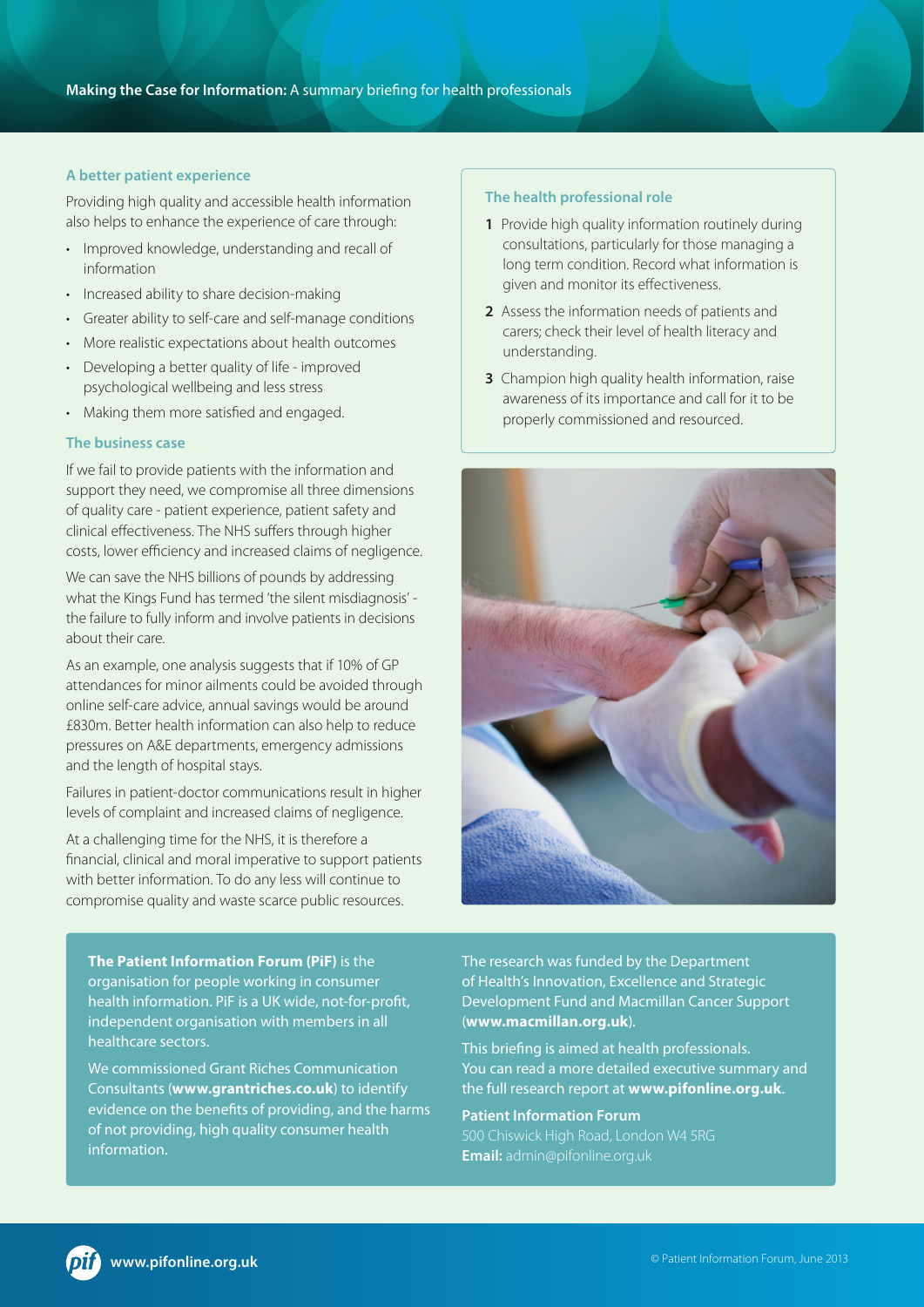## A better patient experience

Providing high quality and accessible health information also helps to enhance the experience of care through:

- Improved knowledge, understanding and recall of information
- Increased ability to share decision-making
- Greater ability to self-care and self-manage conditions
- More realistic expectations about health outcomes
- Developing a better quality of life - improved psychological wellbeing and less stress
- Making them more satisfied and engaged.

## The business case

If we fail to provide patients with the information and support they need, we compromise all three dimensions of quality care - patient experience, patient safety and clinical effectiveness. The NHS suffers through higher costs, lower efficiency and increased claims of negligence.

We can save the NHS billions of pounds by addressing what the Kings Fund has termed 'the silent misdiagnosis' - the failure to fully inform and involve patients in decisions about their care.

As an example, one analysis suggests that if 10% of GP attendances for minor ailments could be avoided through online self-care advice, annual savings would be around £830m. Better health information can also help to reduce pressures on A&E departments, emergency admissions and the length of hospital stays.

Failures in patient-doctor communications result in higher levels of complaint and increased claims of negligence.

At a challenging time for the NHS, it is therefore a financial, clinical and moral imperative to support patients with better information. To do any less will continue to compromise quality and waste scarce public resources.

## The health professional role

1. Provide high quality information routinely during consultations, particularly for those managing a long term condition. Record what information is given and monitor its effectiveness.
2. Assess the information needs of patients and carers; check their level of health literacy and understanding.
3. Champion high quality health information, raise awareness of its importance and call for it to be properly commissioned and resourced.

**The Patient Information Forum (PiF)** is the organisation for people working in consumer health information. PiF is a UK wide, not-for-profit, independent organisation with members in all healthcare sectors.

We commissioned Grant Riches Communication Consultants (**www.grantriches.co.uk**) to identify evidence on the benefits of providing, and the harms of not providing, high quality consumer health information.

The research was funded by the Department of Health's Innovation, Excellence and Strategic Development Fund and Macmillan Cancer Support (**www.macmillan.org.uk**).

This briefing is aimed at health professionals. You can read a more detailed executive summary and the full research report at **www.pifonline.org.uk**.

**Patient Information Forum**
500 Chiswick High Road, London W4 5RG
**Email:** admin@pifonline.org.uk

**www.pifonline.org.uk**

© Patient Information Forum, June 2013